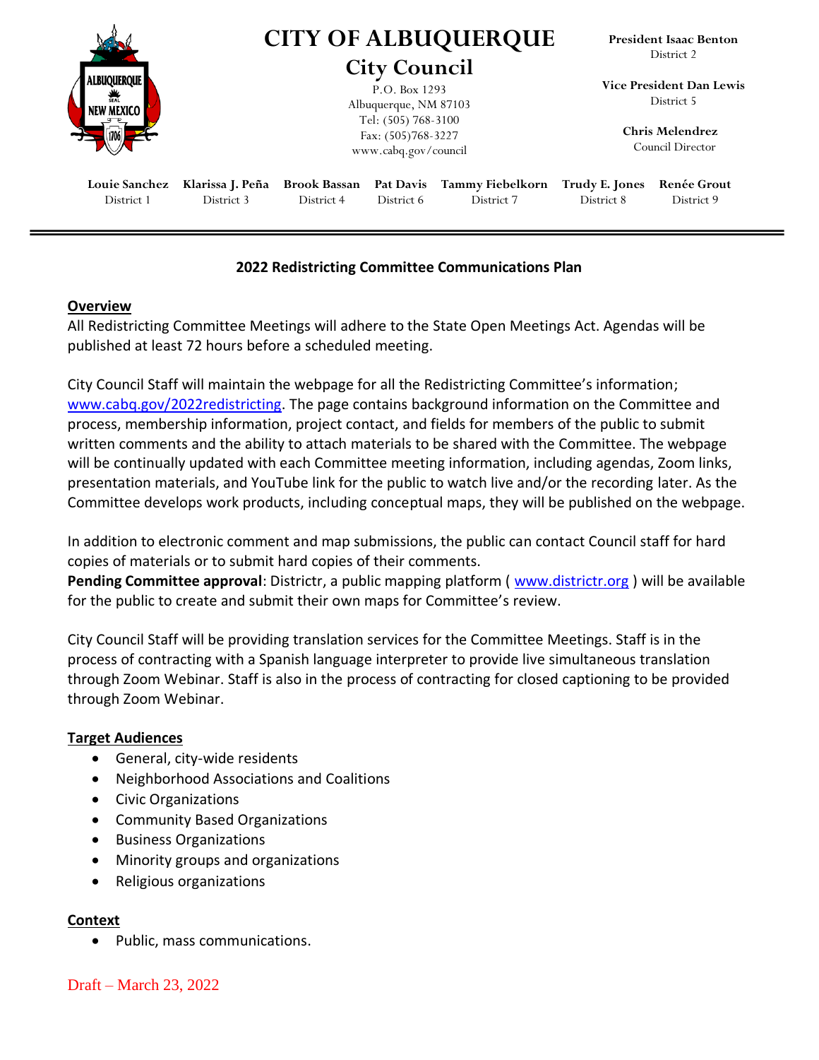# CITY OF ALBUQUERQUE

## City Council

P.O. Box 1293
Albuquerque, NM 87103
Tel: (505) 768-3100
Fax: (505)768-3227
www.cabq.gov/council

**President Isaac Benton**
District 2

**Vice President Dan Lewis**
District 5

**Chris Melendrez**
Council Director

**Louie Sanchez** District 1 | **Klarissa J. Peña** District 3 | **Brook Bassan** District 4 | **Pat Davis** District 6 | **Tammy Fiebelkorn** District 7 | **Trudy E. Jones** District 8 | **Renée Grout** District 9

---

**2022 Redistricting Committee Communications Plan**

**Overview**

All Redistricting Committee Meetings will adhere to the State Open Meetings Act. Agendas will be published at least 72 hours before a scheduled meeting.

City Council Staff will maintain the webpage for all the Redistricting Committee's information; www.cabq.gov/2022redistricting. The page contains background information on the Committee and process, membership information, project contact, and fields for members of the public to submit written comments and the ability to attach materials to be shared with the Committee. The webpage will be continually updated with each Committee meeting information, including agendas, Zoom links, presentation materials, and YouTube link for the public to watch live and/or the recording later. As the Committee develops work products, including conceptual maps, they will be published on the webpage.

In addition to electronic comment and map submissions, the public can contact Council staff for hard copies of materials or to submit hard copies of their comments.
**Pending Committee approval**: Districtr, a public mapping platform ( www.districtr.org ) will be available for the public to create and submit their own maps for Committee's review.

City Council Staff will be providing translation services for the Committee Meetings. Staff is in the process of contracting with a Spanish language interpreter to provide live simultaneous translation through Zoom Webinar. Staff is also in the process of contracting for closed captioning to be provided through Zoom Webinar.

**Target Audiences**

- General, city-wide residents
- Neighborhood Associations and Coalitions
- Civic Organizations
- Community Based Organizations
- Business Organizations
- Minority groups and organizations
- Religious organizations

**Context**

- Public, mass communications.

Draft – March 23, 2022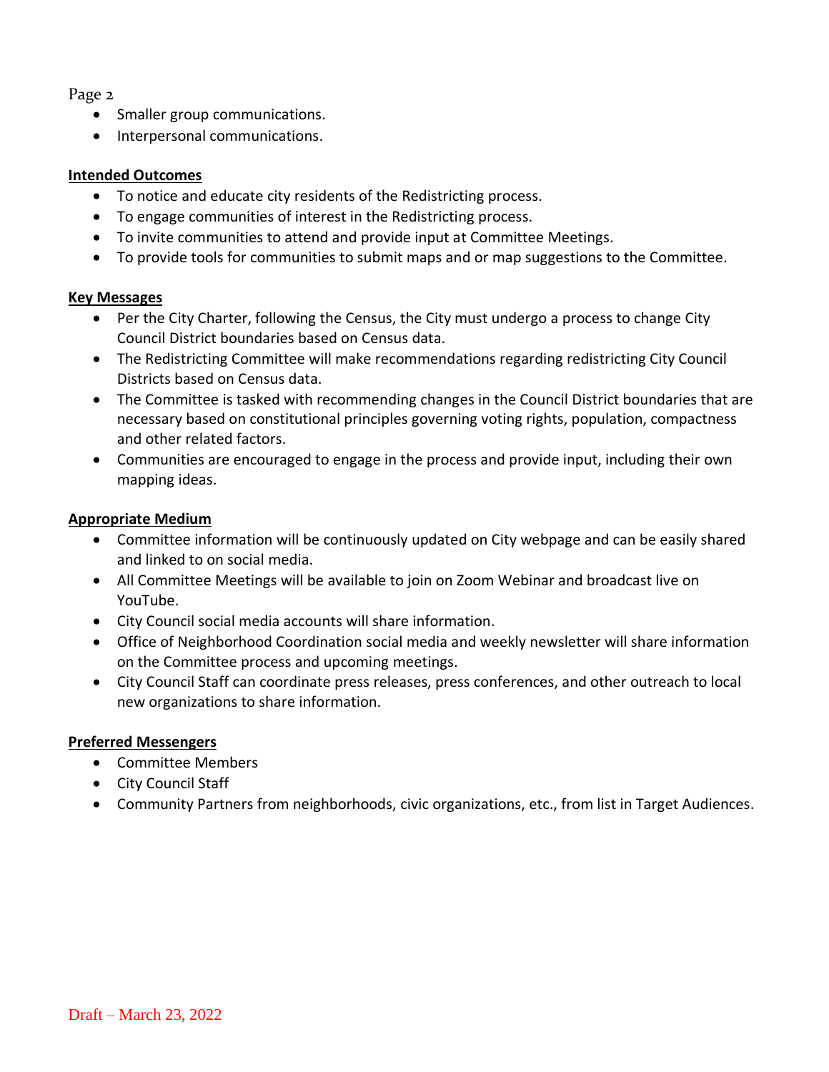- Smaller group communications.
- Interpersonal communications.

**Intended Outcomes**

- To notice and educate city residents of the Redistricting process.
- To engage communities of interest in the Redistricting process.
- To invite communities to attend and provide input at Committee Meetings.
- To provide tools for communities to submit maps and or map suggestions to the Committee.

**Key Messages**

- Per the City Charter, following the Census, the City must undergo a process to change City Council District boundaries based on Census data.
- The Redistricting Committee will make recommendations regarding redistricting City Council Districts based on Census data.
- The Committee is tasked with recommending changes in the Council District boundaries that are necessary based on constitutional principles governing voting rights, population, compactness and other related factors.
- Communities are encouraged to engage in the process and provide input, including their own mapping ideas.

**Appropriate Medium**

- Committee information will be continuously updated on City webpage and can be easily shared and linked to on social media.
- All Committee Meetings will be available to join on Zoom Webinar and broadcast live on YouTube.
- City Council social media accounts will share information.
- Office of Neighborhood Coordination social media and weekly newsletter will share information on the Committee process and upcoming meetings.
- City Council Staff can coordinate press releases, press conferences, and other outreach to local new organizations to share information.

**Preferred Messengers**

- Committee Members
- City Council Staff
- Community Partners from neighborhoods, civic organizations, etc., from list in Target Audiences.

Draft – March 23, 2022